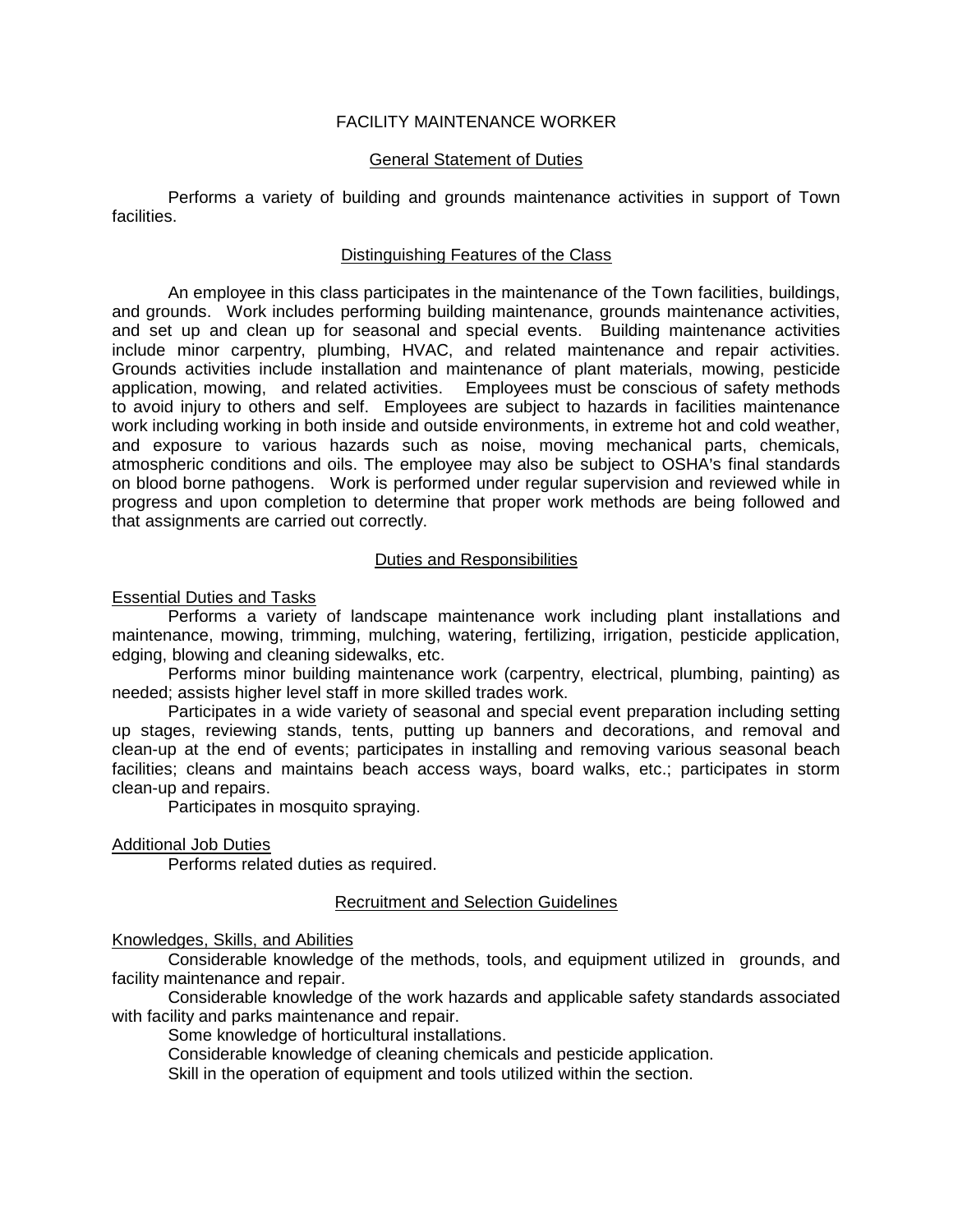# FACILITY MAINTENANCE WORKER

## General Statement of Duties

Performs a variety of building and grounds maintenance activities in support of Town facilities.

## Distinguishing Features of the Class

An employee in this class participates in the maintenance of the Town facilities, buildings, and grounds. Work includes performing building maintenance, grounds maintenance activities, and set up and clean up for seasonal and special events. Building maintenance activities include minor carpentry, plumbing, HVAC, and related maintenance and repair activities. Grounds activities include installation and maintenance of plant materials, mowing, pesticide application, mowing, and related activities. Employees must be conscious of safety methods to avoid injury to others and self. Employees are subject to hazards in facilities maintenance work including working in both inside and outside environments, in extreme hot and cold weather, and exposure to various hazards such as noise, moving mechanical parts, chemicals, atmospheric conditions and oils. The employee may also be subject to OSHA's final standards on blood borne pathogens. Work is performed under regular supervision and reviewed while in progress and upon completion to determine that proper work methods are being followed and that assignments are carried out correctly.

## Duties and Responsibilities

### Essential Duties and Tasks

Performs a variety of landscape maintenance work including plant installations and maintenance, mowing, trimming, mulching, watering, fertilizing, irrigation, pesticide application, edging, blowing and cleaning sidewalks, etc.

Performs minor building maintenance work (carpentry, electrical, plumbing, painting) as needed; assists higher level staff in more skilled trades work.

Participates in a wide variety of seasonal and special event preparation including setting up stages, reviewing stands, tents, putting up banners and decorations, and removal and clean-up at the end of events; participates in installing and removing various seasonal beach facilities; cleans and maintains beach access ways, board walks, etc.; participates in storm clean-up and repairs.

Participates in mosquito spraying.

### Additional Job Duties

Performs related duties as required.

## Recruitment and Selection Guidelines

### Knowledges, Skills, and Abilities

Considerable knowledge of the methods, tools, and equipment utilized in grounds, and facility maintenance and repair.

Considerable knowledge of the work hazards and applicable safety standards associated with facility and parks maintenance and repair.

Some knowledge of horticultural installations.

Considerable knowledge of cleaning chemicals and pesticide application.

Skill in the operation of equipment and tools utilized within the section.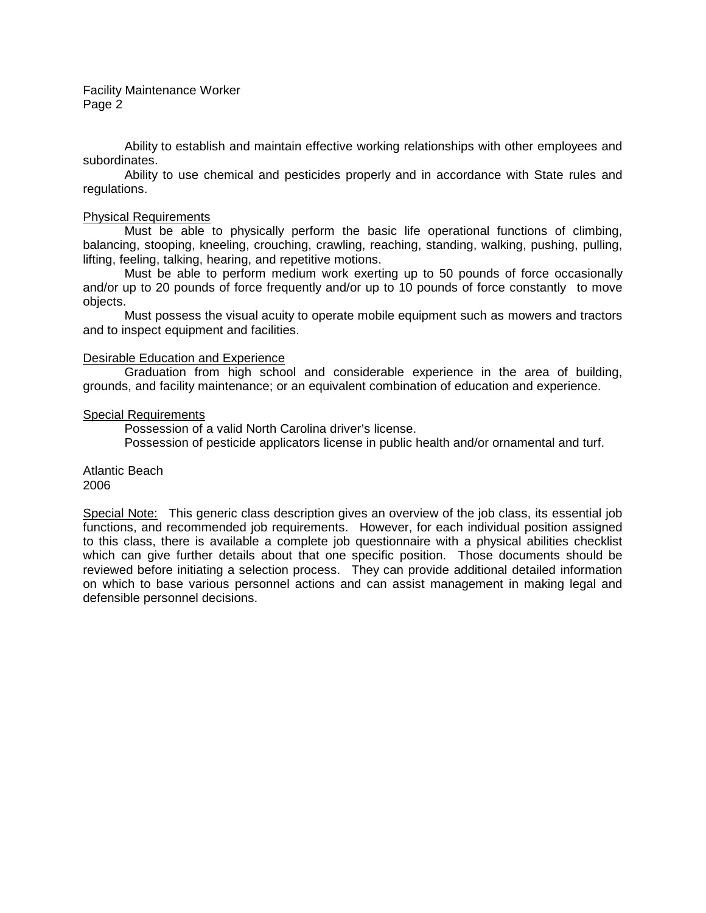Ability to establish and maintain effective working relationships with other employees and subordinates.

Ability to use chemical and pesticides properly and in accordance with State rules and regulations.

## Physical Requirements

Must be able to physically perform the basic life operational functions of climbing, balancing, stooping, kneeling, crouching, crawling, reaching, standing, walking, pushing, pulling, lifting, feeling, talking, hearing, and repetitive motions.

Must be able to perform medium work exerting up to 50 pounds of force occasionally and/or up to 20 pounds of force frequently and/or up to 10 pounds of force constantly to move objects.

Must possess the visual acuity to operate mobile equipment such as mowers and tractors and to inspect equipment and facilities.

## Desirable Education and Experience

Graduation from high school and considerable experience in the area of building, grounds, and facility maintenance; or an equivalent combination of education and experience.

## Special Requirements

Possession of a valid North Carolina driver's license.

Possession of pesticide applicators license in public health and/or ornamental and turf.

Atlantic Beach
2006

Special Note: This generic class description gives an overview of the job class, its essential job functions, and recommended job requirements. However, for each individual position assigned to this class, there is available a complete job questionnaire with a physical abilities checklist which can give further details about that one specific position. Those documents should be reviewed before initiating a selection process. They can provide additional detailed information on which to base various personnel actions and can assist management in making legal and defensible personnel decisions.